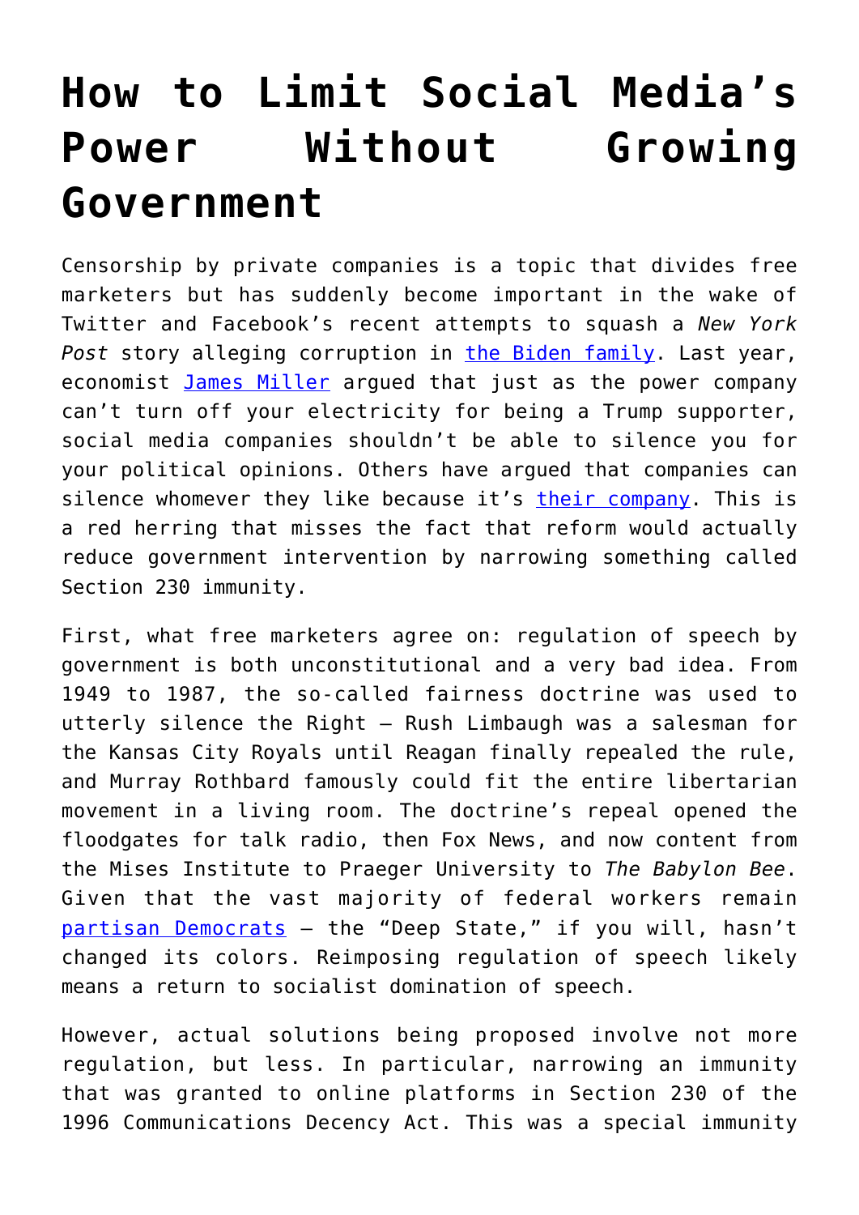# How to Limit Social Media's Power Without Growing Government

Censorship by private companies is a topic that divides free marketers but has suddenly become important in the wake of Twitter and Facebook's recent attempts to squash a *New York Post* story alleging corruption in the Biden family. Last year, economist James Miller argued that just as the power company can't turn off your electricity for being a Trump supporter, social media companies shouldn't be able to silence you for your political opinions. Others have argued that companies can silence whomever they like because it's their company. This is a red herring that misses the fact that reform would actually reduce government intervention by narrowing something called Section 230 immunity.

First, what free marketers agree on: regulation of speech by government is both unconstitutional and a very bad idea. From 1949 to 1987, the so-called fairness doctrine was used to utterly silence the Right – Rush Limbaugh was a salesman for the Kansas City Royals until Reagan finally repealed the rule, and Murray Rothbard famously could fit the entire libertarian movement in a living room. The doctrine's repeal opened the floodgates for talk radio, then Fox News, and now content from the Mises Institute to Praeger University to *The Babylon Bee*. Given that the vast majority of federal workers remain partisan Democrats – the "Deep State," if you will, hasn't changed its colors. Reimposing regulation of speech likely means a return to socialist domination of speech.

However, actual solutions being proposed involve not more regulation, but less. In particular, narrowing an immunity that was granted to online platforms in Section 230 of the 1996 Communications Decency Act. This was a special immunity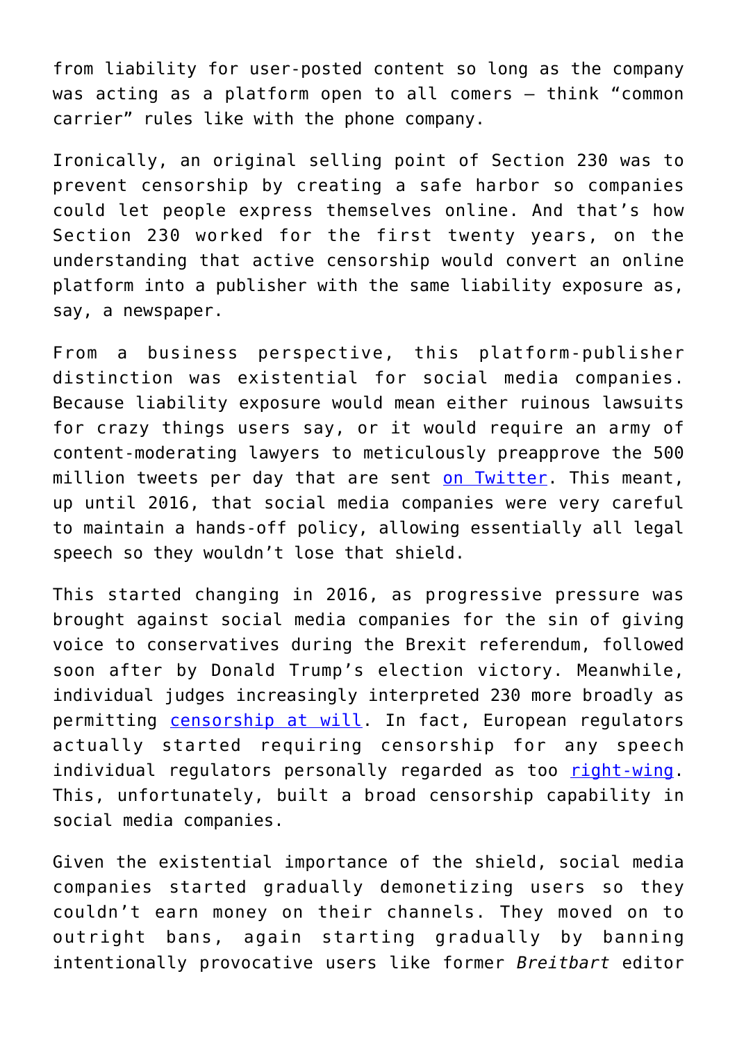from liability for user-posted content so long as the company was acting as a platform open to all comers – think "common carrier" rules like with the phone company.

Ironically, an original selling point of Section 230 was to prevent censorship by creating a safe harbor so companies could let people express themselves online. And that's how Section 230 worked for the first twenty years, on the understanding that active censorship would convert an online platform into a publisher with the same liability exposure as, say, a newspaper.

From a business perspective, this platform-publisher distinction was existential for social media companies. Because liability exposure would mean either ruinous lawsuits for crazy things users say, or it would require an army of content-moderating lawyers to meticulously preapprove the 500 million tweets per day that are sent on Twitter. This meant, up until 2016, that social media companies were very careful to maintain a hands-off policy, allowing essentially all legal speech so they wouldn't lose that shield.

This started changing in 2016, as progressive pressure was brought against social media companies for the sin of giving voice to conservatives during the Brexit referendum, followed soon after by Donald Trump's election victory. Meanwhile, individual judges increasingly interpreted 230 more broadly as permitting censorship at will. In fact, European regulators actually started requiring censorship for any speech individual regulators personally regarded as too right-wing. This, unfortunately, built a broad censorship capability in social media companies.

Given the existential importance of the shield, social media companies started gradually demonetizing users so they couldn't earn money on their channels. They moved on to outright bans, again starting gradually by banning intentionally provocative users like former *Breitbart* editor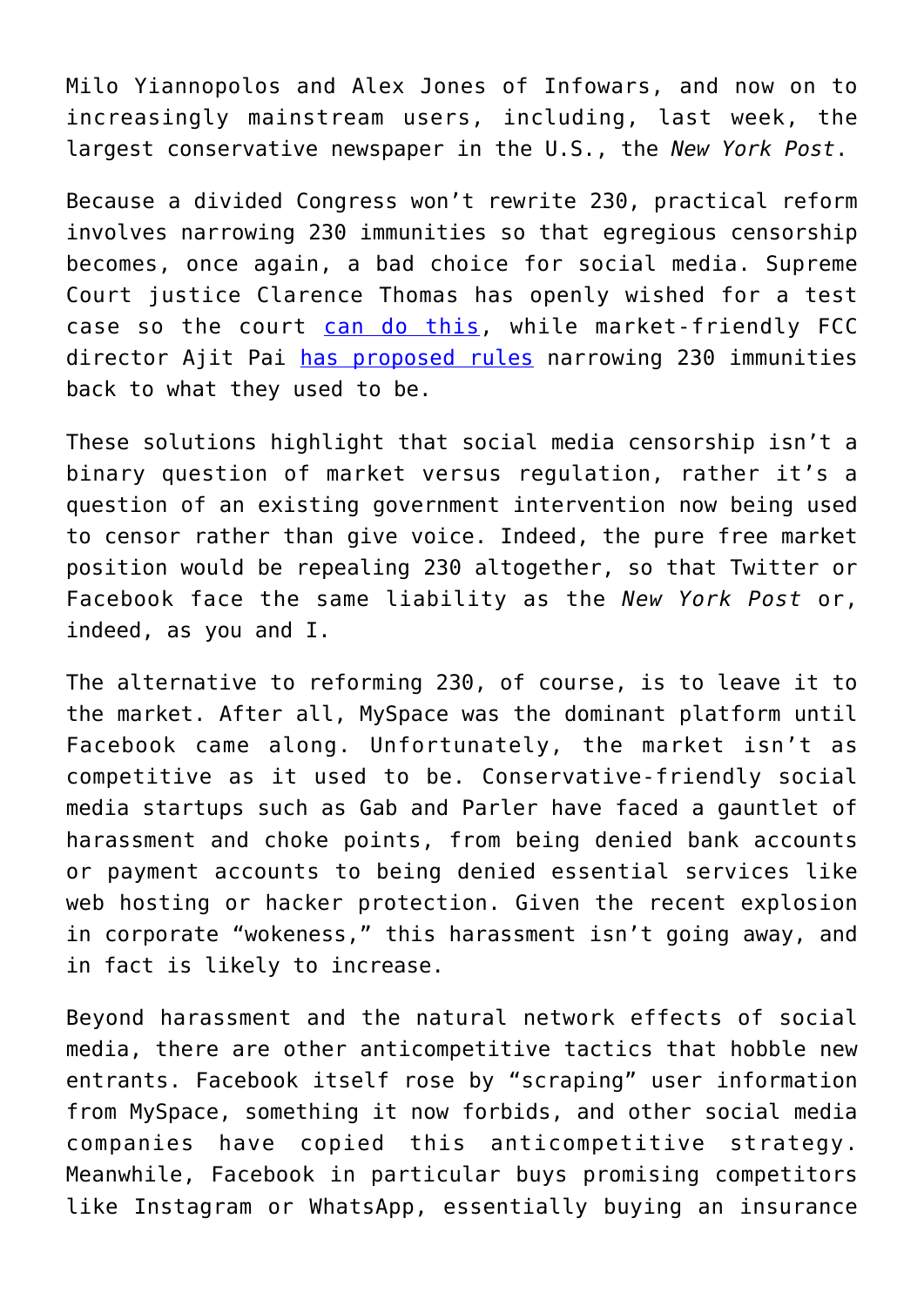Milo Yiannopolos and Alex Jones of Infowars, and now on to increasingly mainstream users, including, last week, the largest conservative newspaper in the U.S., the *New York Post*.

Because a divided Congress won't rewrite 230, practical reform involves narrowing 230 immunities so that egregious censorship becomes, once again, a bad choice for social media. Supreme Court justice Clarence Thomas has openly wished for a test case so the court [can do this](), while market-friendly FCC director Ajit Pai [has proposed rules]() narrowing 230 immunities back to what they used to be.

These solutions highlight that social media censorship isn't a binary question of market versus regulation, rather it's a question of an existing government intervention now being used to censor rather than give voice. Indeed, the pure free market position would be repealing 230 altogether, so that Twitter or Facebook face the same liability as the *New York Post* or, indeed, as you and I.

The alternative to reforming 230, of course, is to leave it to the market. After all, MySpace was the dominant platform until Facebook came along. Unfortunately, the market isn't as competitive as it used to be. Conservative-friendly social media startups such as Gab and Parler have faced a gauntlet of harassment and choke points, from being denied bank accounts or payment accounts to being denied essential services like web hosting or hacker protection. Given the recent explosion in corporate "wokeness," this harassment isn't going away, and in fact is likely to increase.

Beyond harassment and the natural network effects of social media, there are other anticompetitive tactics that hobble new entrants. Facebook itself rose by "scraping" user information from MySpace, something it now forbids, and other social media companies have copied this anticompetitive strategy. Meanwhile, Facebook in particular buys promising competitors like Instagram or WhatsApp, essentially buying an insurance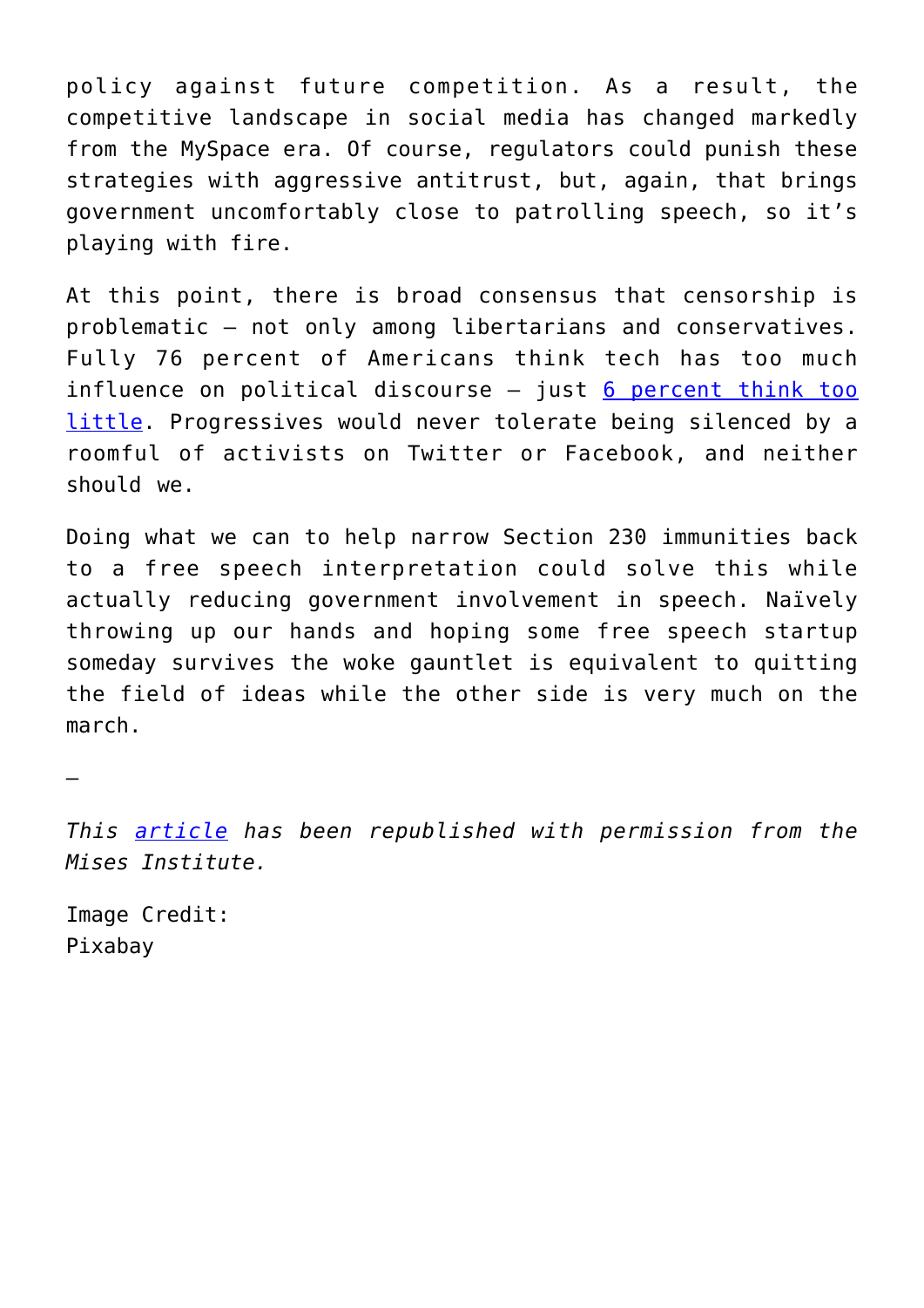policy against future competition. As a result, the competitive landscape in social media has changed markedly from the MySpace era. Of course, regulators could punish these strategies with aggressive antitrust, but, again, that brings government uncomfortably close to patrolling speech, so it's playing with fire.

At this point, there is broad consensus that censorship is problematic – not only among libertarians and conservatives. Fully 76 percent of Americans think tech has too much influence on political discourse – just 6 percent think too little. Progressives would never tolerate being silenced by a roomful of activists on Twitter or Facebook, and neither should we.

Doing what we can to help narrow Section 230 immunities back to a free speech interpretation could solve this while actually reducing government involvement in speech. Naïvely throwing up our hands and hoping some free speech startup someday survives the woke gauntlet is equivalent to quitting the field of ideas while the other side is very much on the march.

—

*This article has been republished with permission from the Mises Institute.*

Image Credit:
Pixabay